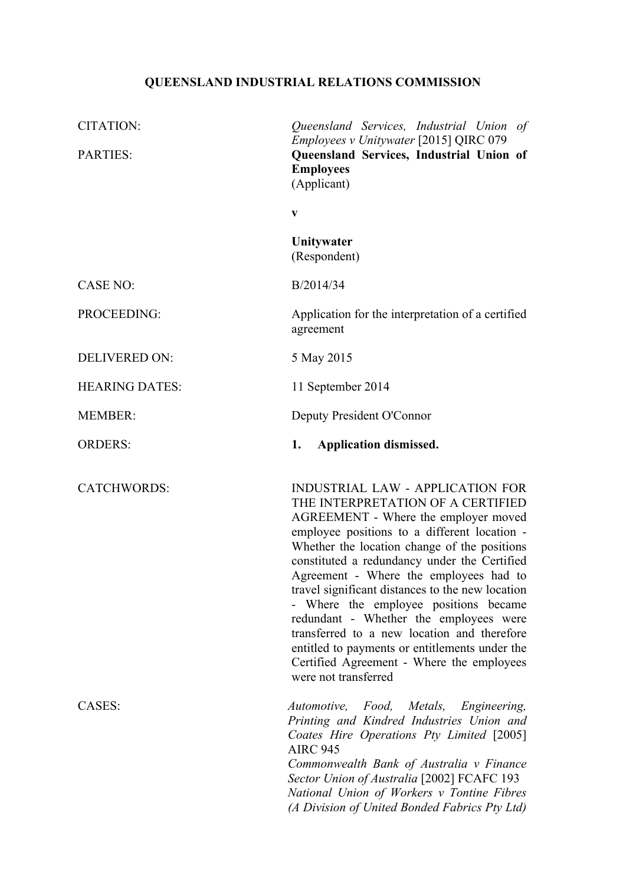# QUEENSLAND INDUSTRIAL RELATIONS COMMISSION

| | |
|---|---|
| CITATION: | *Queensland Services, Industrial Union of Employees v Unitywater* [2015] QIRC 079 |
| PARTIES: | **Queensland Services, Industrial Union of Employees** (Applicant)<br><br>**v**<br><br>**Unitywater** (Respondent) |
| CASE NO: | B/2014/34 |
| PROCEEDING: | Application for the interpretation of a certified agreement |
| DELIVERED ON: | 5 May 2015 |
| HEARING DATES: | 11 September 2014 |
| MEMBER: | Deputy President O'Connor |
| ORDERS: | **1. Application dismissed.** |
| CATCHWORDS: | INDUSTRIAL LAW - APPLICATION FOR THE INTERPRETATION OF A CERTIFIED AGREEMENT - Where the employer moved employee positions to a different location - Whether the location change of the positions constituted a redundancy under the Certified Agreement - Where the employees had to travel significant distances to the new location - Where the employee positions became redundant - Whether the employees were transferred to a new location and therefore entitled to payments or entitlements under the Certified Agreement - Where the employees were not transferred |
| CASES: | *Automotive, Food, Metals, Engineering, Printing and Kindred Industries Union and Coates Hire Operations Pty Limited* [2005] AIRC 945<br>*Commonwealth Bank of Australia v Finance Sector Union of Australia* [2002] FCAFC 193<br>*National Union of Workers v Tontine Fibres (A Division of United Bonded Fabrics Pty Ltd)* |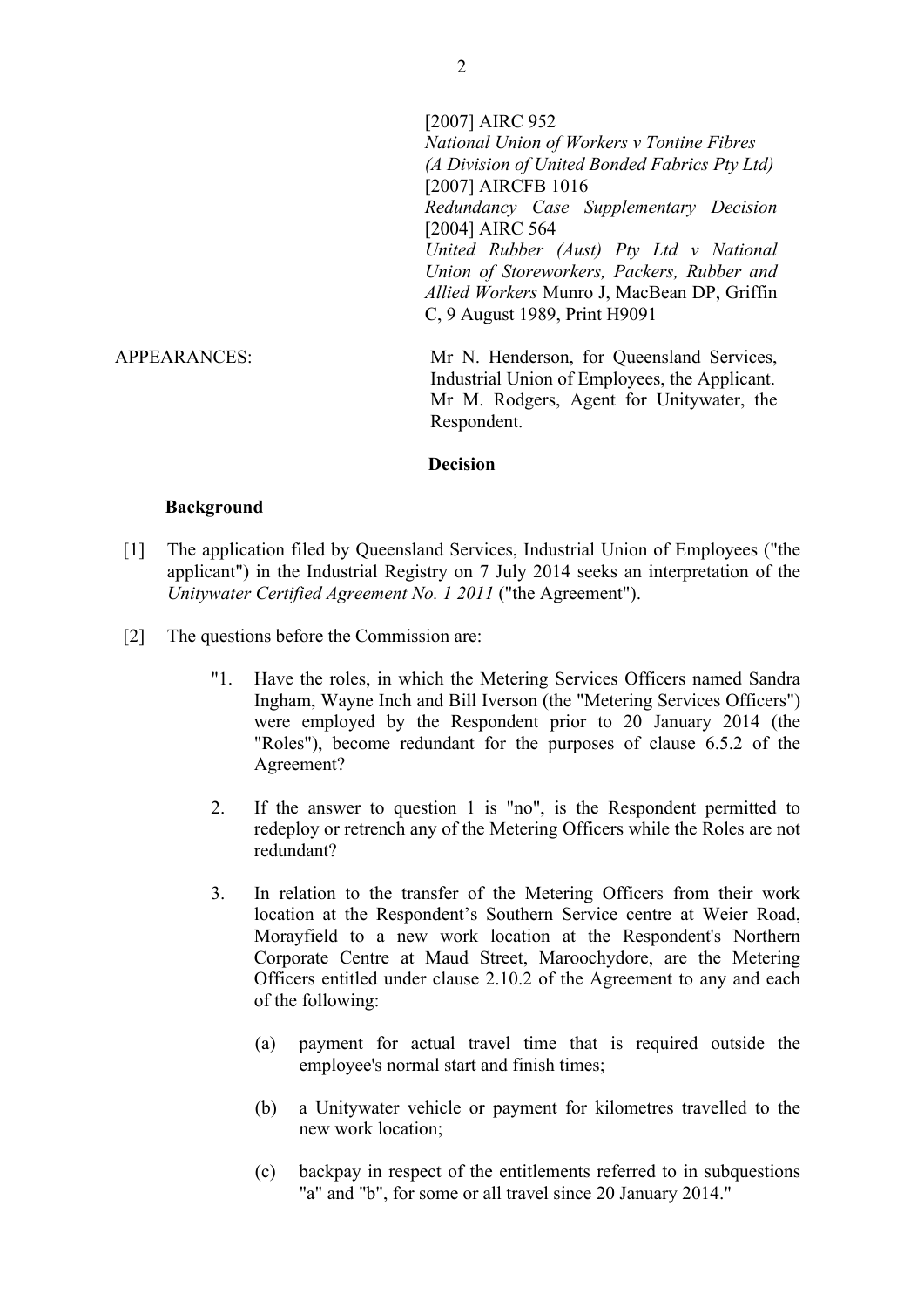[2007] AIRC 952
*National Union of Workers v Tontine Fibres (A Division of United Bonded Fabrics Pty Ltd)* [2007] AIRCFB 1016
*Redundancy Case Supplementary Decision* [2004] AIRC 564
*United Rubber (Aust) Pty Ltd v National Union of Storeworkers, Packers, Rubber and Allied Workers* Munro J, MacBean DP, Griffin C, 9 August 1989, Print H9091

APPEARANCES: Mr N. Henderson, for Queensland Services, Industrial Union of Employees, the Applicant.
Mr M. Rodgers, Agent for Unitywater, the Respondent.

## Decision

### Background

[1] The application filed by Queensland Services, Industrial Union of Employees ("the applicant") in the Industrial Registry on 7 July 2014 seeks an interpretation of the *Unitywater Certified Agreement No. 1 2011* ("the Agreement").

[2] The questions before the Commission are:

> "1. Have the roles, in which the Metering Services Officers named Sandra Ingham, Wayne Inch and Bill Iverson (the "Metering Services Officers") were employed by the Respondent prior to 20 January 2014 (the "Roles"), become redundant for the purposes of clause 6.5.2 of the Agreement?
>
> 2. If the answer to question 1 is "no", is the Respondent permitted to redeploy or retrench any of the Metering Officers while the Roles are not redundant?
>
> 3. In relation to the transfer of the Metering Officers from their work location at the Respondent's Southern Service centre at Weier Road, Morayfield to a new work location at the Respondent's Northern Corporate Centre at Maud Street, Maroochydore, are the Metering Officers entitled under clause 2.10.2 of the Agreement to any and each of the following:
>
> (a) payment for actual travel time that is required outside the employee's normal start and finish times;
>
> (b) a Unitywater vehicle or payment for kilometres travelled to the new work location;
>
> (c) backpay in respect of the entitlements referred to in subquestions "a" and "b", for some or all travel since 20 January 2014."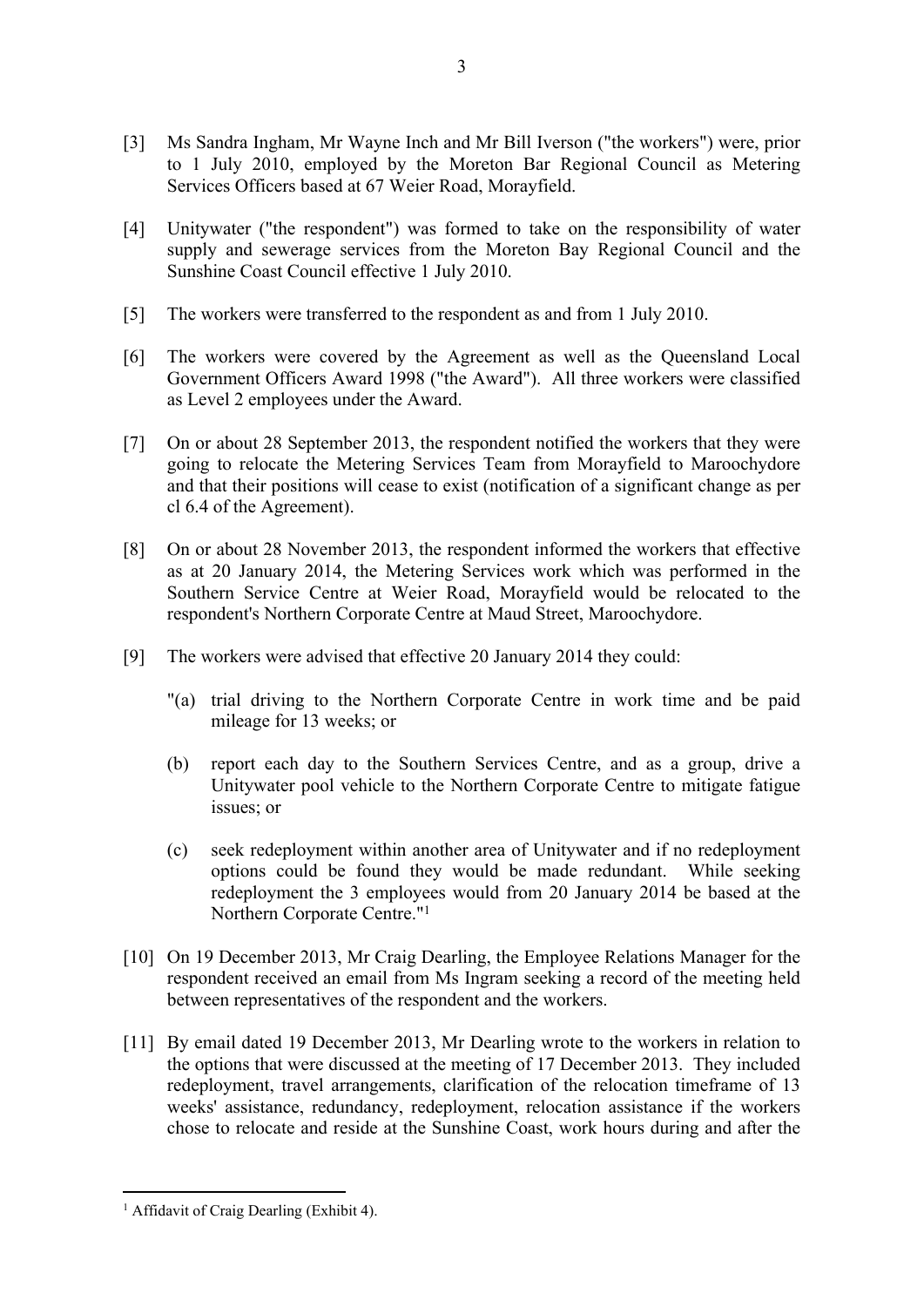[3] Ms Sandra Ingham, Mr Wayne Inch and Mr Bill Iverson ("the workers") were, prior to 1 July 2010, employed by the Moreton Bar Regional Council as Metering Services Officers based at 67 Weier Road, Morayfield.

[4] Unitywater ("the respondent") was formed to take on the responsibility of water supply and sewerage services from the Moreton Bay Regional Council and the Sunshine Coast Council effective 1 July 2010.

[5] The workers were transferred to the respondent as and from 1 July 2010.

[6] The workers were covered by the Agreement as well as the Queensland Local Government Officers Award 1998 ("the Award"). All three workers were classified as Level 2 employees under the Award.

[7] On or about 28 September 2013, the respondent notified the workers that they were going to relocate the Metering Services Team from Morayfield to Maroochydore and that their positions will cease to exist (notification of a significant change as per cl 6.4 of the Agreement).

[8] On or about 28 November 2013, the respondent informed the workers that effective as at 20 January 2014, the Metering Services work which was performed in the Southern Service Centre at Weier Road, Morayfield would be relocated to the respondent's Northern Corporate Centre at Maud Street, Maroochydore.

[9] The workers were advised that effective 20 January 2014 they could:

> "(a) trial driving to the Northern Corporate Centre in work time and be paid mileage for 13 weeks; or
>
> (b) report each day to the Southern Services Centre, and as a group, drive a Unitywater pool vehicle to the Northern Corporate Centre to mitigate fatigue issues; or
>
> (c) seek redeployment within another area of Unitywater and if no redeployment options could be found they would be made redundant. While seeking redeployment the 3 employees would from 20 January 2014 be based at the Northern Corporate Centre."[1]

[10] On 19 December 2013, Mr Craig Dearling, the Employee Relations Manager for the respondent received an email from Ms Ingram seeking a record of the meeting held between representatives of the respondent and the workers.

[11] By email dated 19 December 2013, Mr Dearling wrote to the workers in relation to the options that were discussed at the meeting of 17 December 2013. They included redeployment, travel arrangements, clarification of the relocation timeframe of 13 weeks' assistance, redundancy, redeployment, relocation assistance if the workers chose to relocate and reside at the Sunshine Coast, work hours during and after the

---

[1] Affidavit of Craig Dearling (Exhibit 4).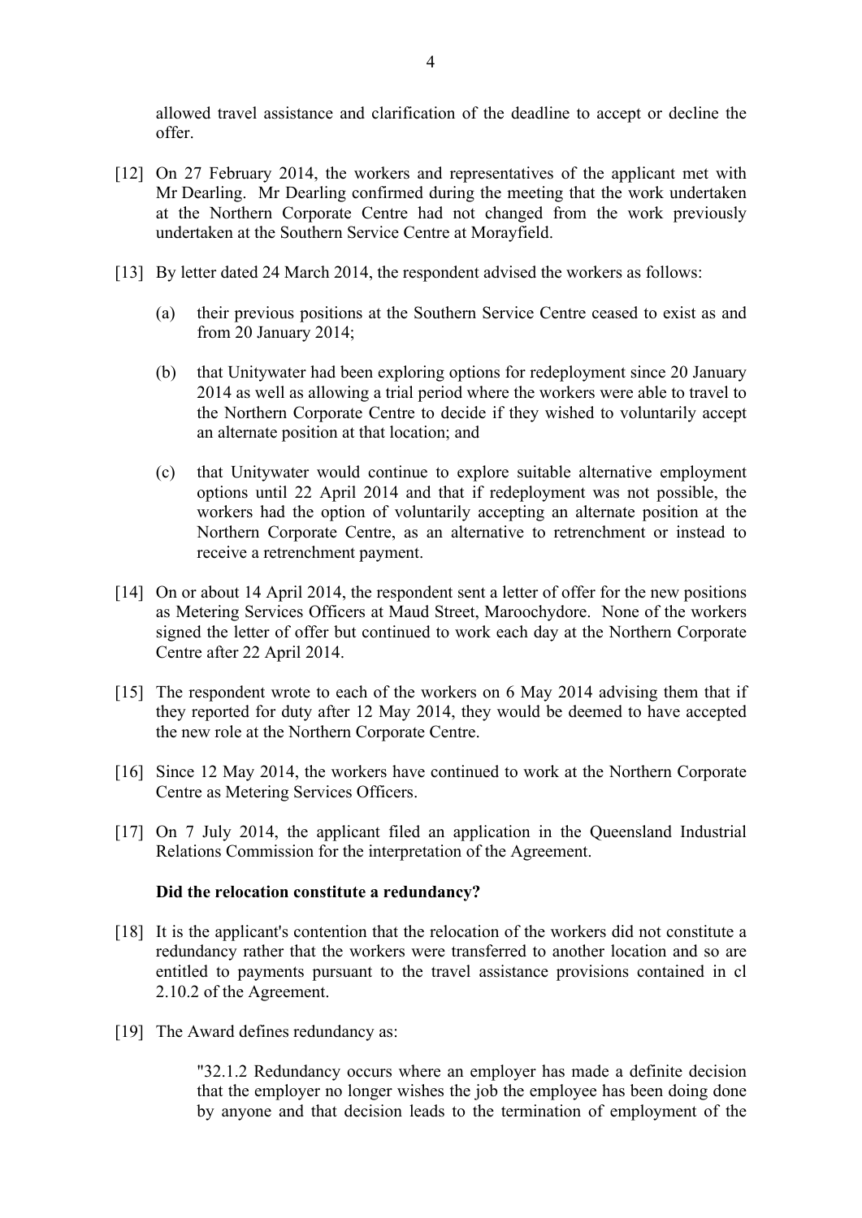allowed travel assistance and clarification of the deadline to accept or decline the offer.

[12] On 27 February 2014, the workers and representatives of the applicant met with Mr Dearling. Mr Dearling confirmed during the meeting that the work undertaken at the Northern Corporate Centre had not changed from the work previously undertaken at the Southern Service Centre at Morayfield.

[13] By letter dated 24 March 2014, the respondent advised the workers as follows:

(a) their previous positions at the Southern Service Centre ceased to exist as and from 20 January 2014;

(b) that Unitywater had been exploring options for redeployment since 20 January 2014 as well as allowing a trial period where the workers were able to travel to the Northern Corporate Centre to decide if they wished to voluntarily accept an alternate position at that location; and

(c) that Unitywater would continue to explore suitable alternative employment options until 22 April 2014 and that if redeployment was not possible, the workers had the option of voluntarily accepting an alternate position at the Northern Corporate Centre, as an alternative to retrenchment or instead to receive a retrenchment payment.

[14] On or about 14 April 2014, the respondent sent a letter of offer for the new positions as Metering Services Officers at Maud Street, Maroochydore. None of the workers signed the letter of offer but continued to work each day at the Northern Corporate Centre after 22 April 2014.

[15] The respondent wrote to each of the workers on 6 May 2014 advising them that if they reported for duty after 12 May 2014, they would be deemed to have accepted the new role at the Northern Corporate Centre.

[16] Since 12 May 2014, the workers have continued to work at the Northern Corporate Centre as Metering Services Officers.

[17] On 7 July 2014, the applicant filed an application in the Queensland Industrial Relations Commission for the interpretation of the Agreement.

**Did the relocation constitute a redundancy?**

[18] It is the applicant's contention that the relocation of the workers did not constitute a redundancy rather that the workers were transferred to another location and so are entitled to payments pursuant to the travel assistance provisions contained in cl 2.10.2 of the Agreement.

[19] The Award defines redundancy as:

> "32.1.2 Redundancy occurs where an employer has made a definite decision that the employer no longer wishes the job the employee has been doing done by anyone and that decision leads to the termination of employment of the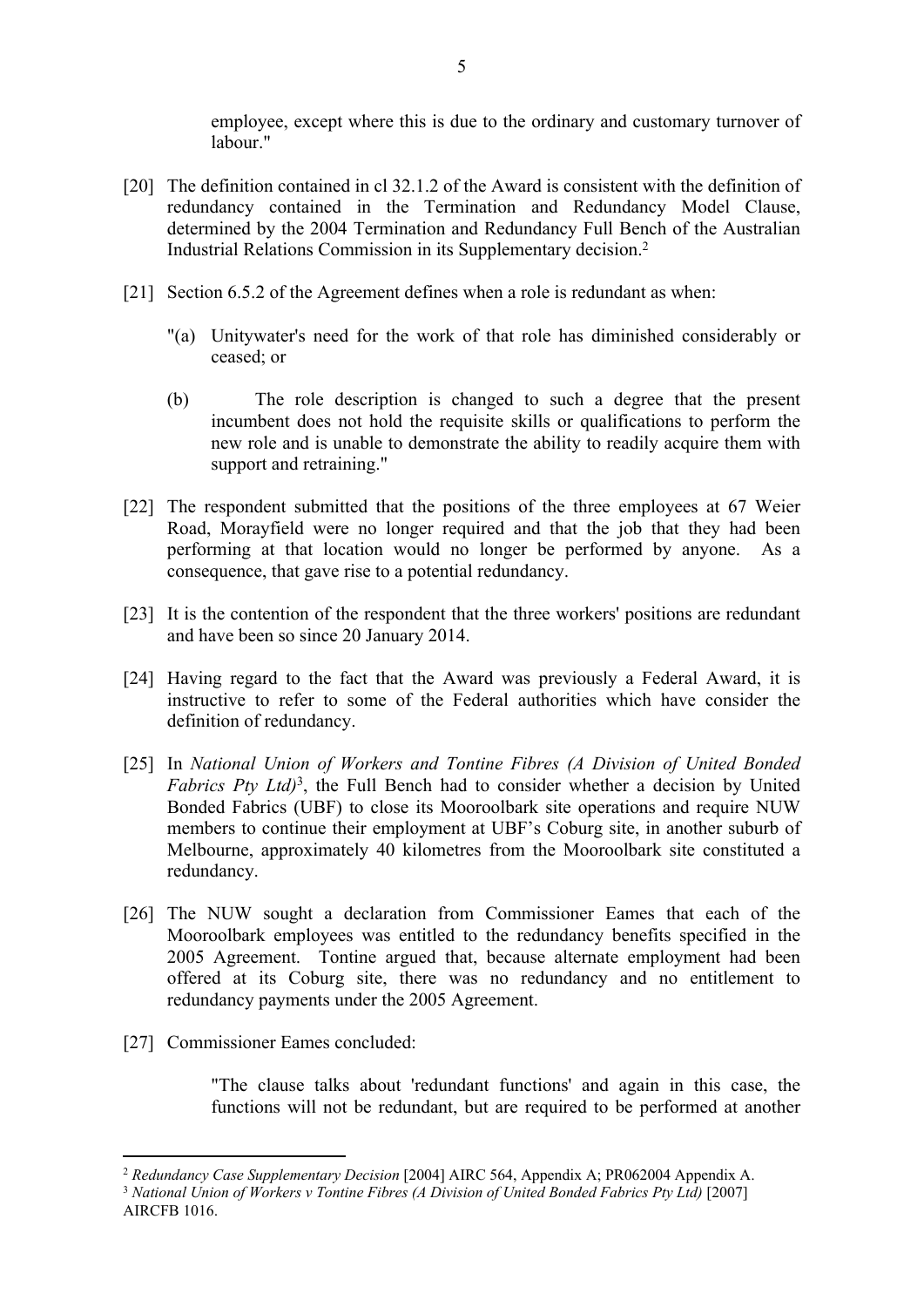employee, except where this is due to the ordinary and customary turnover of labour."

[20] The definition contained in cl 32.1.2 of the Award is consistent with the definition of redundancy contained in the Termination and Redundancy Model Clause, determined by the 2004 Termination and Redundancy Full Bench of the Australian Industrial Relations Commission in its Supplementary decision.[2]

[21] Section 6.5.2 of the Agreement defines when a role is redundant as when:

"(a) Unitywater's need for the work of that role has diminished considerably or ceased; or

(b) The role description is changed to such a degree that the present incumbent does not hold the requisite skills or qualifications to perform the new role and is unable to demonstrate the ability to readily acquire them with support and retraining."

[22] The respondent submitted that the positions of the three employees at 67 Weier Road, Morayfield were no longer required and that the job that they had been performing at that location would no longer be performed by anyone. As a consequence, that gave rise to a potential redundancy.

[23] It is the contention of the respondent that the three workers' positions are redundant and have been so since 20 January 2014.

[24] Having regard to the fact that the Award was previously a Federal Award, it is instructive to refer to some of the Federal authorities which have consider the definition of redundancy.

[25] In *National Union of Workers and Tontine Fibres (A Division of United Bonded Fabrics Pty Ltd)*[3], the Full Bench had to consider whether a decision by United Bonded Fabrics (UBF) to close its Mooroolbark site operations and require NUW members to continue their employment at UBF's Coburg site, in another suburb of Melbourne, approximately 40 kilometres from the Mooroolbark site constituted a redundancy.

[26] The NUW sought a declaration from Commissioner Eames that each of the Mooroolbark employees was entitled to the redundancy benefits specified in the 2005 Agreement. Tontine argued that, because alternate employment had been offered at its Coburg site, there was no redundancy and no entitlement to redundancy payments under the 2005 Agreement.

[27] Commissioner Eames concluded:

"The clause talks about 'redundant functions' and again in this case, the functions will not be redundant, but are required to be performed at another

---

[2] *Redundancy Case Supplementary Decision* [2004] AIRC 564, Appendix A; PR062004 Appendix A.

[3] *National Union of Workers v Tontine Fibres (A Division of United Bonded Fabrics Pty Ltd)* [2007] AIRCFB 1016.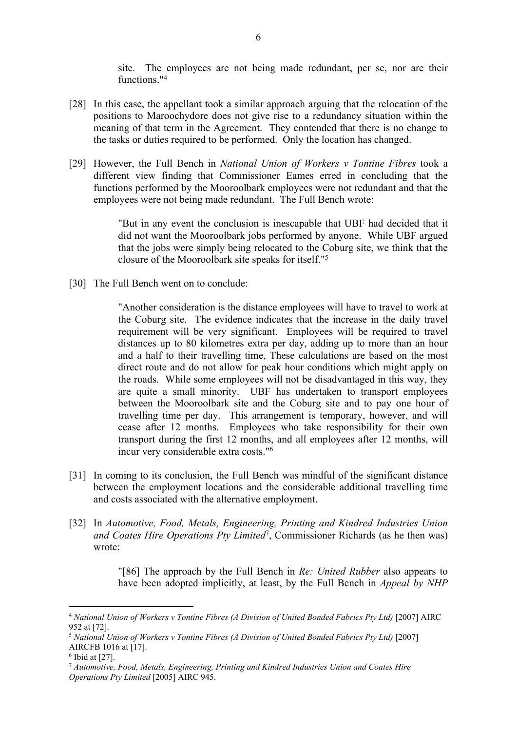> site. The employees are not being made redundant, per se, nor are their functions."[4]

[28] In this case, the appellant took a similar approach arguing that the relocation of the positions to Maroochydore does not give rise to a redundancy situation within the meaning of that term in the Agreement. They contended that there is no change to the tasks or duties required to be performed. Only the location has changed.

[29] However, the Full Bench in *National Union of Workers v Tontine Fibres* took a different view finding that Commissioner Eames erred in concluding that the functions performed by the Mooroolbark employees were not redundant and that the employees were not being made redundant. The Full Bench wrote:

> "But in any event the conclusion is inescapable that UBF had decided that it did not want the Mooroolbark jobs performed by anyone. While UBF argued that the jobs were simply being relocated to the Coburg site, we think that the closure of the Mooroolbark site speaks for itself."[5]

[30] The Full Bench went on to conclude:

> "Another consideration is the distance employees will have to travel to work at the Coburg site. The evidence indicates that the increase in the daily travel requirement will be very significant. Employees will be required to travel distances up to 80 kilometres extra per day, adding up to more than an hour and a half to their travelling time, These calculations are based on the most direct route and do not allow for peak hour conditions which might apply on the roads. While some employees will not be disadvantaged in this way, they are quite a small minority. UBF has undertaken to transport employees between the Mooroolbark site and the Coburg site and to pay one hour of travelling time per day. This arrangement is temporary, however, and will cease after 12 months. Employees who take responsibility for their own transport during the first 12 months, and all employees after 12 months, will incur very considerable extra costs."[6]

[31] In coming to its conclusion, the Full Bench was mindful of the significant distance between the employment locations and the considerable additional travelling time and costs associated with the alternative employment.

[32] In *Automotive, Food, Metals, Engineering, Printing and Kindred Industries Union and Coates Hire Operations Pty Limited*[7], Commissioner Richards (as he then was) wrote:

> "[86] The approach by the Full Bench in *Re: United Rubber* also appears to have been adopted implicitly, at least, by the Full Bench in *Appeal by NHP*

---

[4] *National Union of Workers v Tontine Fibres (A Division of United Bonded Fabrics Pty Ltd)* [2007] AIRC 952 at [72].

[5] *National Union of Workers v Tontine Fibres (A Division of United Bonded Fabrics Pty Ltd)* [2007] AIRCFB 1016 at [17].

[6] Ibid at [27].

[7] *Automotive, Food, Metals, Engineering, Printing and Kindred Industries Union and Coates Hire Operations Pty Limited* [2005] AIRC 945.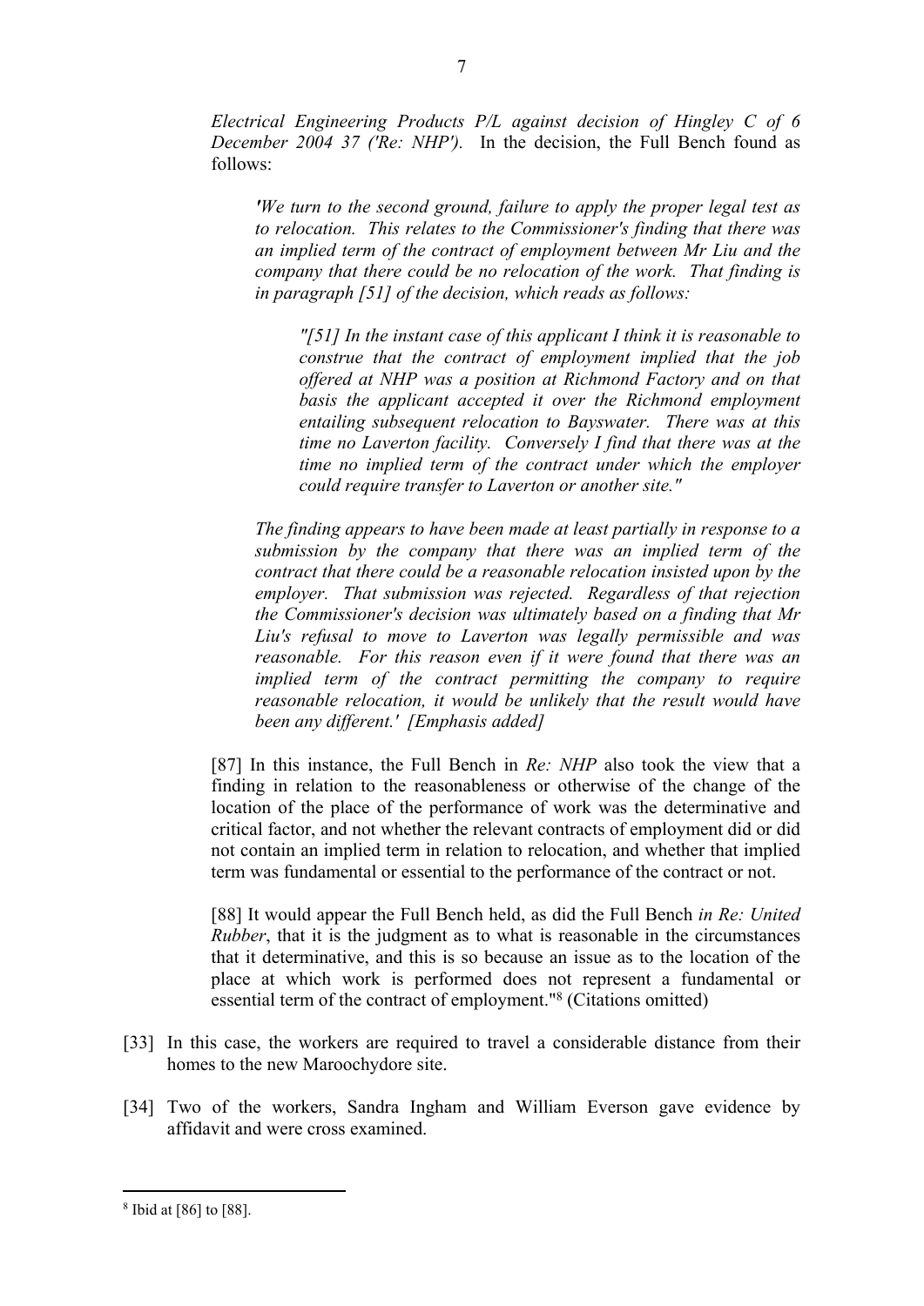*Electrical Engineering Products P/L against decision of Hingley C of 6 December 2004 37 ('Re: NHP').* In the decision, the Full Bench found as follows:

> *'We turn to the second ground, failure to apply the proper legal test as to relocation. This relates to the Commissioner's finding that there was an implied term of the contract of employment between Mr Liu and the company that there could be no relocation of the work. That finding is in paragraph [51] of the decision, which reads as follows:*
>
> > *"[51] In the instant case of this applicant I think it is reasonable to construe that the contract of employment implied that the job offered at NHP was a position at Richmond Factory and on that basis the applicant accepted it over the Richmond employment entailing subsequent relocation to Bayswater. There was at this time no Laverton facility. Conversely I find that there was at the time no implied term of the contract under which the employer could require transfer to Laverton or another site."*
>
> *The finding appears to have been made at least partially in response to a submission by the company that there was an implied term of the contract that there could be a reasonable relocation insisted upon by the employer. That submission was rejected. Regardless of that rejection the Commissioner's decision was ultimately based on a finding that Mr Liu's refusal to move to Laverton was legally permissible and was reasonable. For this reason even if it were found that there was an implied term of the contract permitting the company to require reasonable relocation, it would be unlikely that the result would have been any different.' [Emphasis added]*
>
> [87] In this instance, the Full Bench in *Re: NHP* also took the view that a finding in relation to the reasonableness or otherwise of the change of the location of the place of the performance of work was the determinative and critical factor, and not whether the relevant contracts of employment did or did not contain an implied term in relation to relocation, and whether that implied term was fundamental or essential to the performance of the contract or not.
>
> [88] It would appear the Full Bench held, as did the Full Bench *in Re: United Rubber*, that it is the judgment as to what is reasonable in the circumstances that it determinative, and this is so because an issue as to the location of the place at which work is performed does not represent a fundamental or essential term of the contract of employment."[8] (Citations omitted)

[33] In this case, the workers are required to travel a considerable distance from their homes to the new Maroochydore site.

[34] Two of the workers, Sandra Ingham and William Everson gave evidence by affidavit and were cross examined.

---

[8] Ibid at [86] to [88].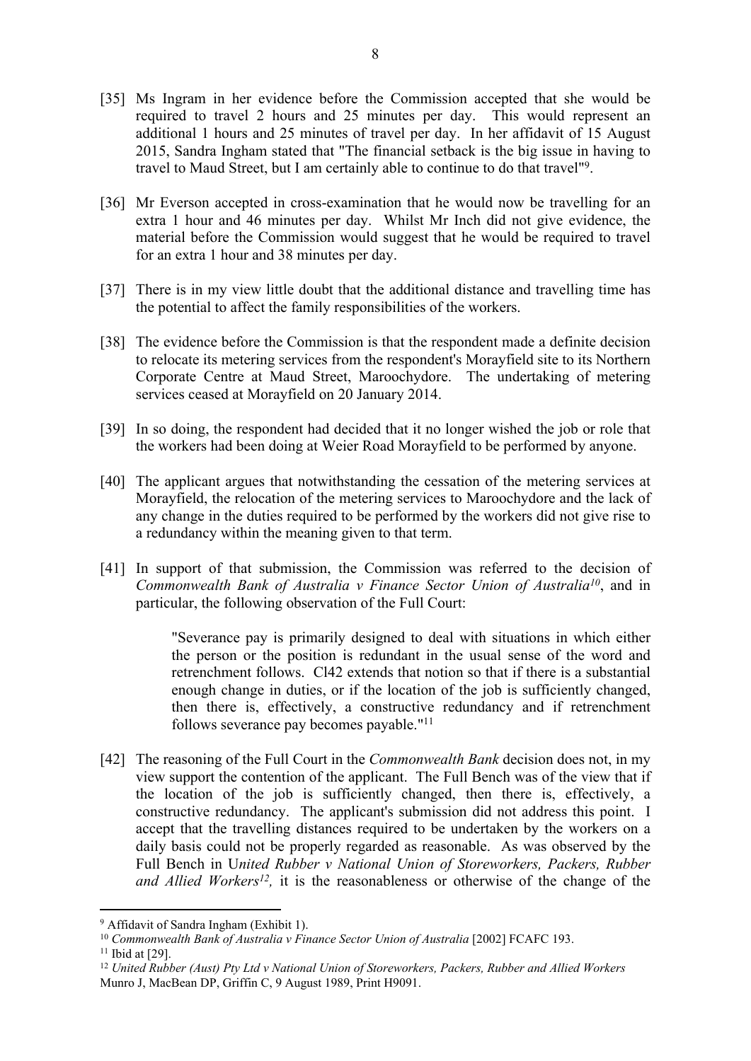[35] Ms Ingram in her evidence before the Commission accepted that she would be required to travel 2 hours and 25 minutes per day. This would represent an additional 1 hours and 25 minutes of travel per day. In her affidavit of 15 August 2015, Sandra Ingham stated that "The financial setback is the big issue in having to travel to Maud Street, but I am certainly able to continue to do that travel"[9].

[36] Mr Everson accepted in cross-examination that he would now be travelling for an extra 1 hour and 46 minutes per day. Whilst Mr Inch did not give evidence, the material before the Commission would suggest that he would be required to travel for an extra 1 hour and 38 minutes per day.

[37] There is in my view little doubt that the additional distance and travelling time has the potential to affect the family responsibilities of the workers.

[38] The evidence before the Commission is that the respondent made a definite decision to relocate its metering services from the respondent's Morayfield site to its Northern Corporate Centre at Maud Street, Maroochydore. The undertaking of metering services ceased at Morayfield on 20 January 2014.

[39] In so doing, the respondent had decided that it no longer wished the job or role that the workers had been doing at Weier Road Morayfield to be performed by anyone.

[40] The applicant argues that notwithstanding the cessation of the metering services at Morayfield, the relocation of the metering services to Maroochydore and the lack of any change in the duties required to be performed by the workers did not give rise to a redundancy within the meaning given to that term.

[41] In support of that submission, the Commission was referred to the decision of *Commonwealth Bank of Australia v Finance Sector Union of Australia*[10], and in particular, the following observation of the Full Court:

> "Severance pay is primarily designed to deal with situations in which either the person or the position is redundant in the usual sense of the word and retrenchment follows. Cl42 extends that notion so that if there is a substantial enough change in duties, or if the location of the job is sufficiently changed, then there is, effectively, a constructive redundancy and if retrenchment follows severance pay becomes payable."[11]

[42] The reasoning of the Full Court in the *Commonwealth Bank* decision does not, in my view support the contention of the applicant. The Full Bench was of the view that if the location of the job is sufficiently changed, then there is, effectively, a constructive redundancy. The applicant's submission did not address this point. I accept that the travelling distances required to be undertaken by the workers on a daily basis could not be properly regarded as reasonable. As was observed by the Full Bench in U*nited Rubber v National Union of Storeworkers, Packers, Rubber and Allied Workers*[12]*,* it is the reasonableness or otherwise of the change of the

---

[9] Affidavit of Sandra Ingham (Exhibit 1).

[10] *Commonwealth Bank of Australia v Finance Sector Union of Australia* [2002] FCAFC 193.

[11] Ibid at [29].

[12] *United Rubber (Aust) Pty Ltd v National Union of Storeworkers, Packers, Rubber and Allied Workers* Munro J, MacBean DP, Griffin C, 9 August 1989, Print H9091.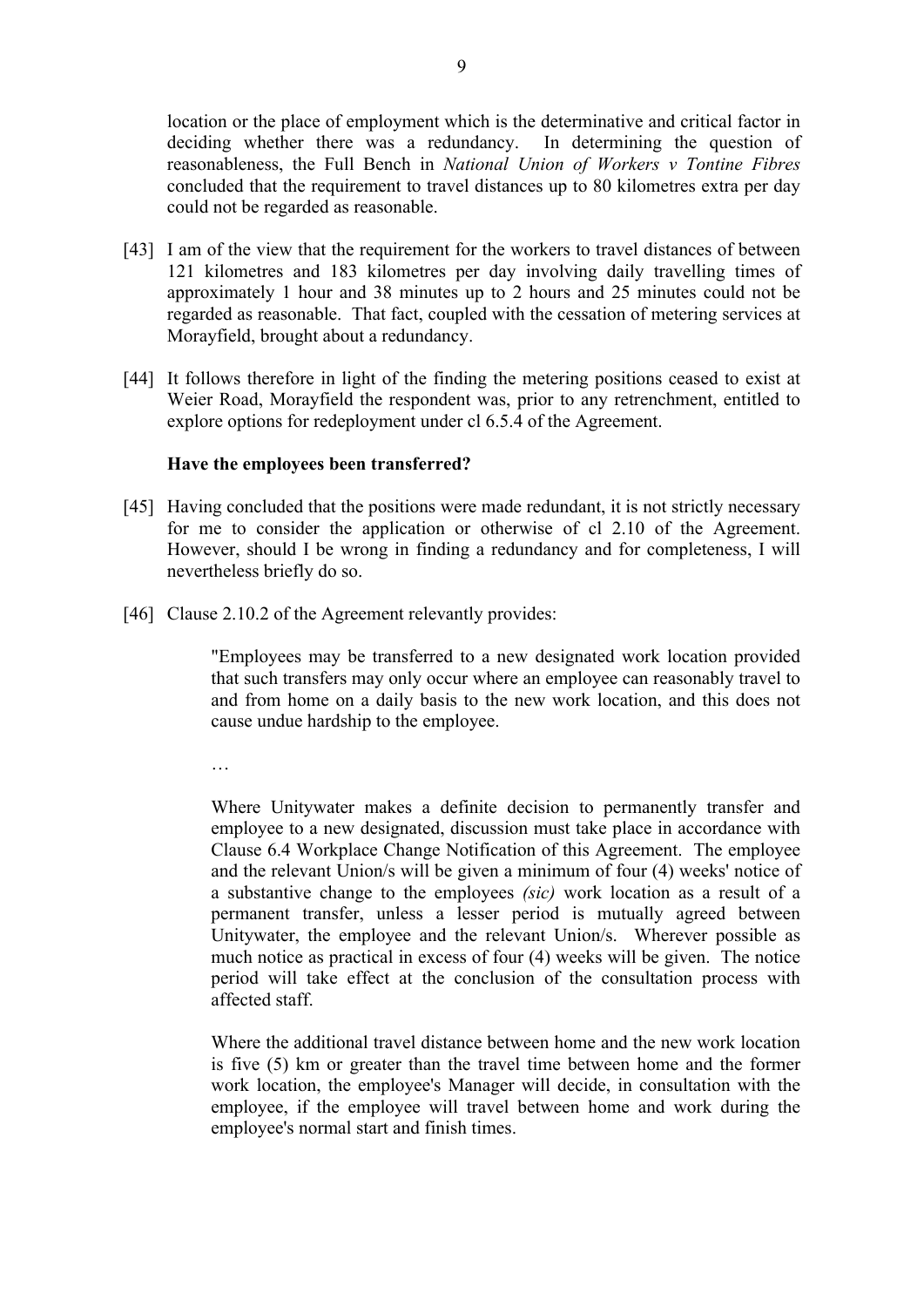location or the place of employment which is the determinative and critical factor in deciding whether there was a redundancy. In determining the question of reasonableness, the Full Bench in *National Union of Workers v Tontine Fibres* concluded that the requirement to travel distances up to 80 kilometres extra per day could not be regarded as reasonable.

[43] I am of the view that the requirement for the workers to travel distances of between 121 kilometres and 183 kilometres per day involving daily travelling times of approximately 1 hour and 38 minutes up to 2 hours and 25 minutes could not be regarded as reasonable. That fact, coupled with the cessation of metering services at Morayfield, brought about a redundancy.

[44] It follows therefore in light of the finding the metering positions ceased to exist at Weier Road, Morayfield the respondent was, prior to any retrenchment, entitled to explore options for redeployment under cl 6.5.4 of the Agreement.

**Have the employees been transferred?**

[45] Having concluded that the positions were made redundant, it is not strictly necessary for me to consider the application or otherwise of cl 2.10 of the Agreement. However, should I be wrong in finding a redundancy and for completeness, I will nevertheless briefly do so.

[46] Clause 2.10.2 of the Agreement relevantly provides:

> "Employees may be transferred to a new designated work location provided that such transfers may only occur where an employee can reasonably travel to and from home on a daily basis to the new work location, and this does not cause undue hardship to the employee.
>
> …
>
> Where Unitywater makes a definite decision to permanently transfer and employee to a new designated, discussion must take place in accordance with Clause 6.4 Workplace Change Notification of this Agreement. The employee and the relevant Union/s will be given a minimum of four (4) weeks' notice of a substantive change to the employees *(sic)* work location as a result of a permanent transfer, unless a lesser period is mutually agreed between Unitywater, the employee and the relevant Union/s. Wherever possible as much notice as practical in excess of four (4) weeks will be given. The notice period will take effect at the conclusion of the consultation process with affected staff.
>
> Where the additional travel distance between home and the new work location is five (5) km or greater than the travel time between home and the former work location, the employee's Manager will decide, in consultation with the employee, if the employee will travel between home and work during the employee's normal start and finish times.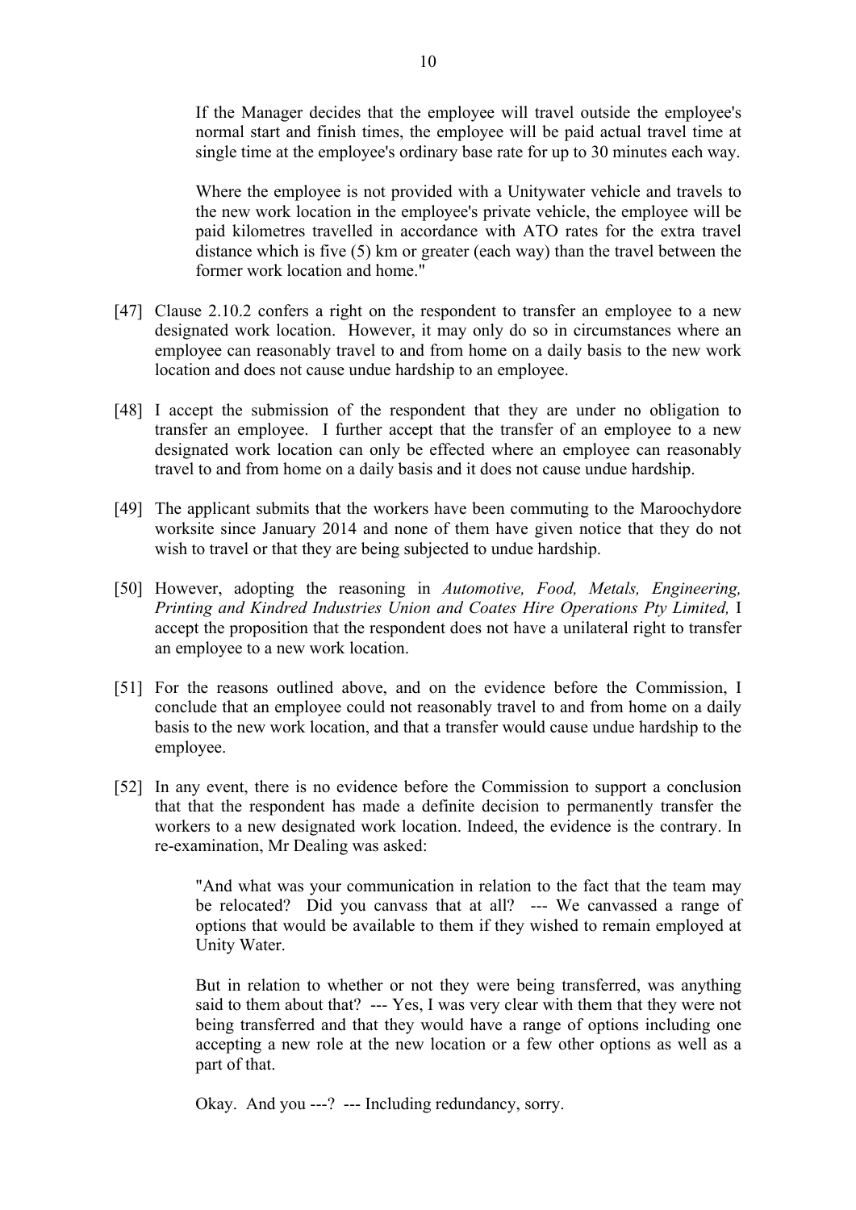> If the Manager decides that the employee will travel outside the employee's normal start and finish times, the employee will be paid actual travel time at single time at the employee's ordinary base rate for up to 30 minutes each way.
>
> Where the employee is not provided with a Unitywater vehicle and travels to the new work location in the employee's private vehicle, the employee will be paid kilometres travelled in accordance with ATO rates for the extra travel distance which is five (5) km or greater (each way) than the travel between the former work location and home."

[47] Clause 2.10.2 confers a right on the respondent to transfer an employee to a new designated work location. However, it may only do so in circumstances where an employee can reasonably travel to and from home on a daily basis to the new work location and does not cause undue hardship to an employee.

[48] I accept the submission of the respondent that they are under no obligation to transfer an employee. I further accept that the transfer of an employee to a new designated work location can only be effected where an employee can reasonably travel to and from home on a daily basis and it does not cause undue hardship.

[49] The applicant submits that the workers have been commuting to the Maroochydore worksite since January 2014 and none of them have given notice that they do not wish to travel or that they are being subjected to undue hardship.

[50] However, adopting the reasoning in *Automotive, Food, Metals, Engineering, Printing and Kindred Industries Union and Coates Hire Operations Pty Limited,* I accept the proposition that the respondent does not have a unilateral right to transfer an employee to a new work location.

[51] For the reasons outlined above, and on the evidence before the Commission, I conclude that an employee could not reasonably travel to and from home on a daily basis to the new work location, and that a transfer would cause undue hardship to the employee.

[52] In any event, there is no evidence before the Commission to support a conclusion that that the respondent has made a definite decision to permanently transfer the workers to a new designated work location. Indeed, the evidence is the contrary. In re-examination, Mr Dealing was asked:

> "And what was your communication in relation to the fact that the team may be relocated? Did you canvass that at all? --- We canvassed a range of options that would be available to them if they wished to remain employed at Unity Water.
>
> But in relation to whether or not they were being transferred, was anything said to them about that? --- Yes, I was very clear with them that they were not being transferred and that they would have a range of options including one accepting a new role at the new location or a few other options as well as a part of that.
>
> Okay. And you ---? --- Including redundancy, sorry.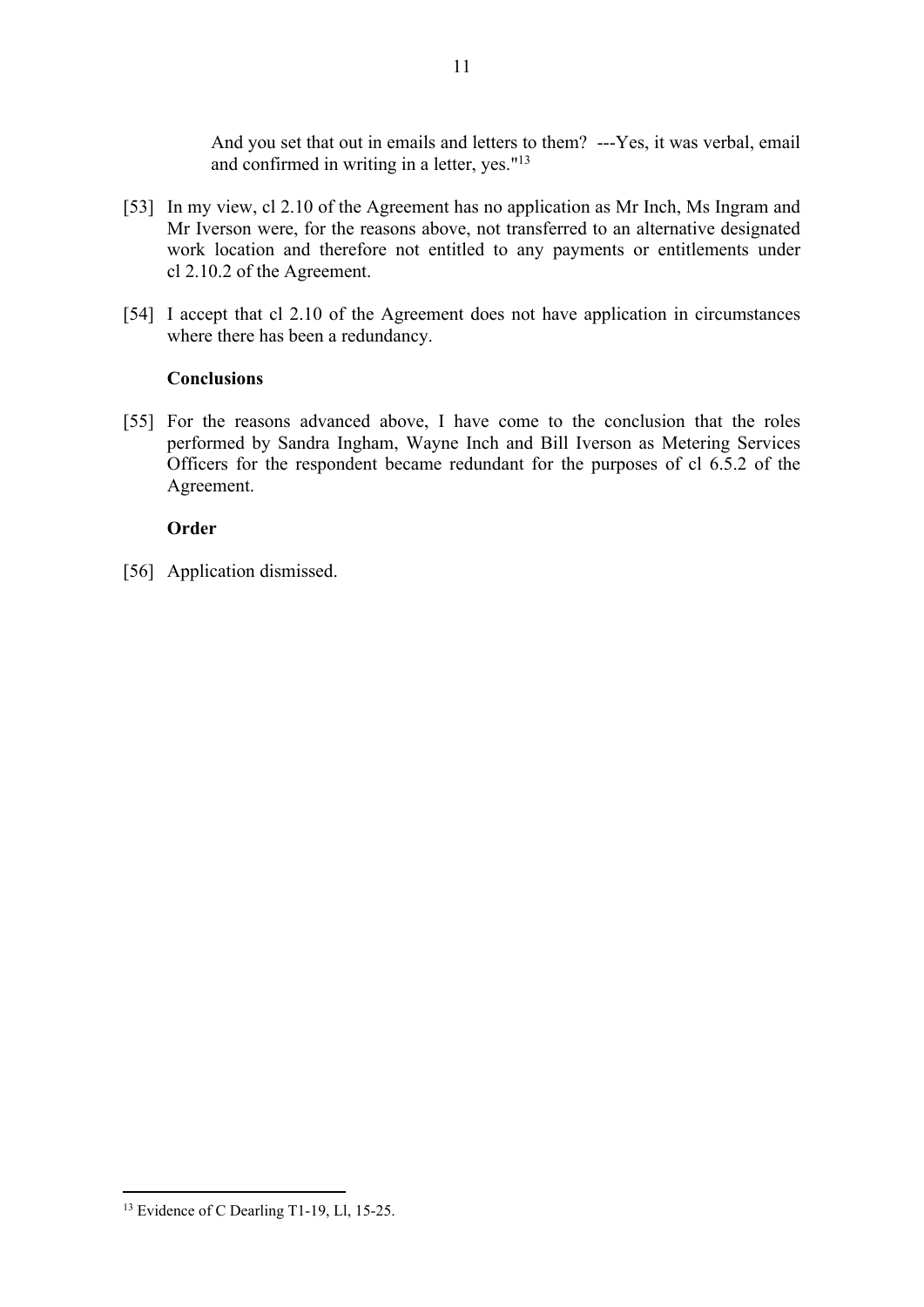And you set that out in emails and letters to them? ---Yes, it was verbal, email and confirmed in writing in a letter, yes."[13]

[53] In my view, cl 2.10 of the Agreement has no application as Mr Inch, Ms Ingram and Mr Iverson were, for the reasons above, not transferred to an alternative designated work location and therefore not entitled to any payments or entitlements under cl 2.10.2 of the Agreement.

[54] I accept that cl 2.10 of the Agreement does not have application in circumstances where there has been a redundancy.

**Conclusions**

[55] For the reasons advanced above, I have come to the conclusion that the roles performed by Sandra Ingham, Wayne Inch and Bill Iverson as Metering Services Officers for the respondent became redundant for the purposes of cl 6.5.2 of the Agreement.

**Order**

[56] Application dismissed.

---

[13] Evidence of C Dearling T1-19, Ll, 15-25.